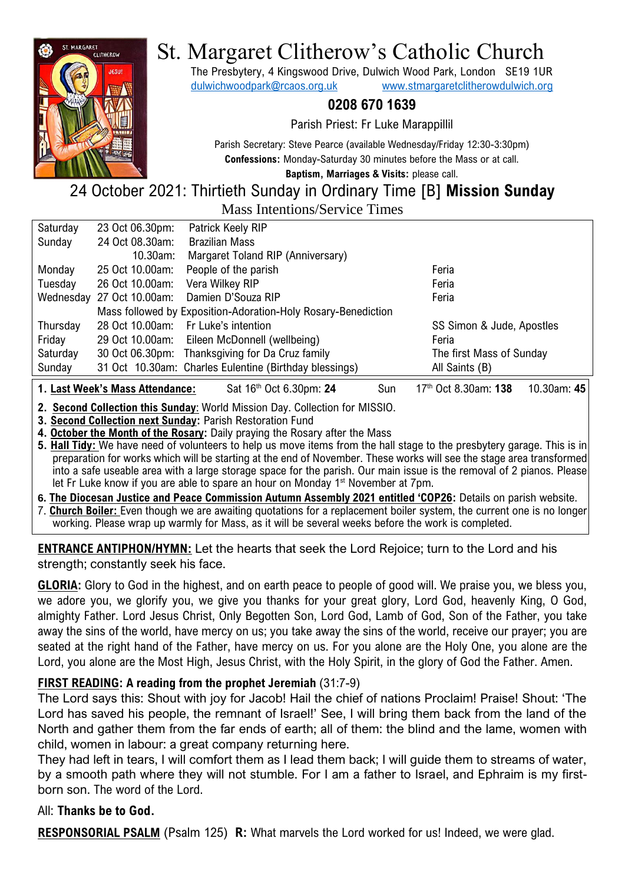# St. Margaret Clitherow's Catholic Church

The Presbytery, 4 Kingswood Drive, Dulwich Wood Park, London SE19 1UR
dulwichwoodpark@rcaos.org.uk www.stmargaretclitherowdulwich.org

**0208 670 1639**

Parish Priest: Fr Luke Marappillil

Parish Secretary: Steve Pearce (available Wednesday/Friday 12:30-3:30pm)
**Confessions:** Monday-Saturday 30 minutes before the Mass or at call.
**Baptism, Marriages & Visits:** please call.

## 24 October 2021: Thirtieth Sunday in Ordinary Time [B] **Mission Sunday**

### Mass Intentions/Service Times

| Day | Date/Time | Intention | Feast |
|---|---|---|---|
| Saturday | 23 Oct 06.30pm: | Patrick Keely RIP | |
| Sunday | 24 Oct 08.30am: | Brazilian Mass | |
| | 10.30am: | Margaret Toland RIP (Anniversary) | |
| Monday | 25 Oct 10.00am: | People of the parish | Feria |
| Tuesday | 26 Oct 10.00am: | Vera Wilkey RIP | Feria |
| Wednesday | 27 Oct 10.00am: | Damien D'Souza RIP | Feria |
| | Mass followed by Exposition-Adoration-Holy Rosary-Benediction | | |
| Thursday | 28 Oct 10.00am: | Fr Luke's intention | SS Simon & Jude, Apostles |
| Friday | 29 Oct 10.00am: | Eileen McDonnell (wellbeing) | Feria |
| Saturday | 30 Oct 06.30pm: | Thanksgiving for Da Cruz family | The first Mass of Sunday |
| Sunday | 31 Oct 10.30am: | Charles Eulentine (Birthday blessings) | All Saints (B) |

1. **Last Week's Mass Attendance:** Sat 16th Oct 6.30pm: **24** Sun 17th Oct 8.30am: **138** 10.30am: **45**
2. **Second Collection this Sunday**: World Mission Day. Collection for MISSIO.
3. **Second Collection next Sunday:** Parish Restoration Fund
4. **October the Month of the Rosary:** Daily praying the Rosary after the Mass
5. **Hall Tidy:** We have need of volunteers to help us move items from the hall stage to the presbytery garage. This is in preparation for works which will be starting at the end of November. These works will see the stage area transformed into a safe useable area with a large storage space for the parish. Our main issue is the removal of 2 pianos. Please let Fr Luke know if you are able to spare an hour on Monday 1st November at 7pm.
6. **The Diocesan Justice and Peace Commission Autumn Assembly 2021 entitled 'COP26:** Details on parish website.
7. **Church Boiler:** Even though we are awaiting quotations for a replacement boiler system, the current one is no longer working. Please wrap up warmly for Mass, as it will be several weeks before the work is completed.

**ENTRANCE ANTIPHON/HYMN:** Let the hearts that seek the Lord Rejoice; turn to the Lord and his strength; constantly seek his face.

**GLORIA:** Glory to God in the highest, and on earth peace to people of good will. We praise you, we bless you, we adore you, we glorify you, we give you thanks for your great glory, Lord God, heavenly King, O God, almighty Father. Lord Jesus Christ, Only Begotten Son, Lord God, Lamb of God, Son of the Father, you take away the sins of the world, have mercy on us; you take away the sins of the world, receive our prayer; you are seated at the right hand of the Father, have mercy on us. For you alone are the Holy One, you alone are the Lord, you alone are the Most High, Jesus Christ, with the Holy Spirit, in the glory of God the Father. Amen.

**FIRST READING: A reading from the prophet Jeremiah** (31:7-9)
The Lord says this: Shout with joy for Jacob! Hail the chief of nations Proclaim! Praise! Shout: 'The Lord has saved his people, the remnant of Israel!' See, I will bring them back from the land of the North and gather them from the far ends of earth; all of them: the blind and the lame, women with child, women in labour: a great company returning here.
They had left in tears, I will comfort them as I lead them back; I will guide them to streams of water, by a smooth path where they will not stumble. For I am a father to Israel, and Ephraim is my first-born son. The word of the Lord.

All: **Thanks be to God.**

**RESPONSORIAL PSALM** (Psalm 125) **R:** What marvels the Lord worked for us! Indeed, we were glad.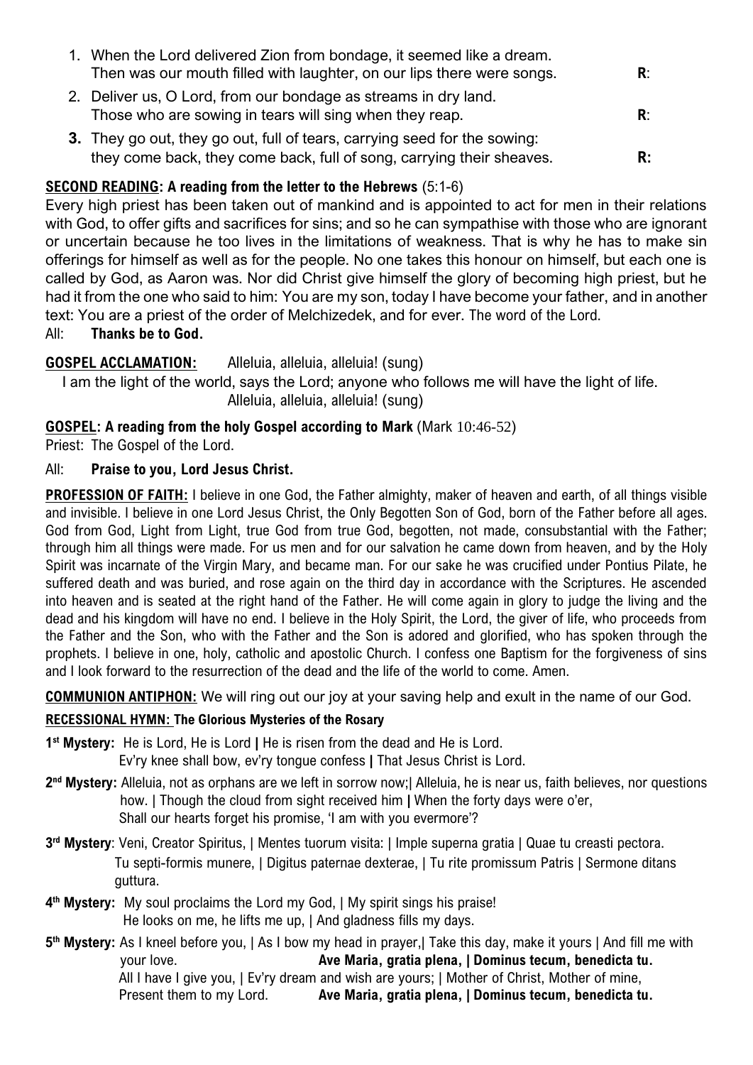1. When the Lord delivered Zion from bondage, it seemed like a dream.
   Then was our mouth filled with laughter, on our lips there were songs. **R**:
2. Deliver us, O Lord, from our bondage as streams in dry land.
   Those who are sowing in tears will sing when they reap. **R**:
3. They go out, they go out, full of tears, carrying seed for the sowing:
   they come back, they come back, full of song, carrying their sheaves. **R:**

**SECOND READING: A reading from the letter to the Hebrews** (5:1-6)

Every high priest has been taken out of mankind and is appointed to act for men in their relations with God, to offer gifts and sacrifices for sins; and so he can sympathise with those who are ignorant or uncertain because he too lives in the limitations of weakness. That is why he has to make sin offerings for himself as well as for the people. No one takes this honour on himself, but each one is called by God, as Aaron was. Nor did Christ give himself the glory of becoming high priest, but he had it from the one who said to him: You are my son, today I have become your father, and in another text: You are a priest of the order of Melchizedek, and for ever. The word of the Lord.

All: **Thanks be to God.**

**GOSPEL ACCLAMATION:** Alleluia, alleluia, alleluia! (sung)

I am the light of the world, says the Lord; anyone who follows me will have the light of life.
Alleluia, alleluia, alleluia! (sung)

**GOSPEL: A reading from the holy Gospel according to Mark** (Mark 10:46-52)

Priest: The Gospel of the Lord.

All: **Praise to you, Lord Jesus Christ.**

**PROFESSION OF FAITH:** I believe in one God, the Father almighty, maker of heaven and earth, of all things visible and invisible. I believe in one Lord Jesus Christ, the Only Begotten Son of God, born of the Father before all ages. God from God, Light from Light, true God from true God, begotten, not made, consubstantial with the Father; through him all things were made. For us men and for our salvation he came down from heaven, and by the Holy Spirit was incarnate of the Virgin Mary, and became man. For our sake he was crucified under Pontius Pilate, he suffered death and was buried, and rose again on the third day in accordance with the Scriptures. He ascended into heaven and is seated at the right hand of the Father. He will come again in glory to judge the living and the dead and his kingdom will have no end. I believe in the Holy Spirit, the Lord, the giver of life, who proceeds from the Father and the Son, who with the Father and the Son is adored and glorified, who has spoken through the prophets. I believe in one, holy, catholic and apostolic Church. I confess one Baptism for the forgiveness of sins and I look forward to the resurrection of the dead and the life of the world to come. Amen.

**COMMUNION ANTIPHON:** We will ring out our joy at your saving help and exult in the name of our God.

**RECESSIONAL HYMN: The Glorious Mysteries of the Rosary**

**1st Mystery:** He is Lord, He is Lord **|** He is risen from the dead and He is Lord.
Ev'ry knee shall bow, ev'ry tongue confess **|** That Jesus Christ is Lord.

**2nd Mystery:** Alleluia, not as orphans are we left in sorrow now;| Alleluia, he is near us, faith believes, nor questions how. | Though the cloud from sight received him **|** When the forty days were o'er,
Shall our hearts forget his promise, 'I am with you evermore'?

**3rd Mystery**: Veni, Creator Spiritus, | Mentes tuorum visita: | Imple superna gratia | Quae tu creasti pectora.
Tu septi-formis munere, | Digitus paternae dexterae, | Tu rite promissum Patris | Sermone ditans guttura.

**4th Mystery:** My soul proclaims the Lord my God, | My spirit sings his praise!
He looks on me, he lifts me up, | And gladness fills my days.

**5th Mystery:** As I kneel before you, | As I bow my head in prayer,| Take this day, make it yours | And fill me with your love. **Ave Maria, gratia plena, | Dominus tecum, benedicta tu.**
All I have I give you, | Ev'ry dream and wish are yours; | Mother of Christ, Mother of mine,
Present them to my Lord. **Ave Maria, gratia plena, | Dominus tecum, benedicta tu.**